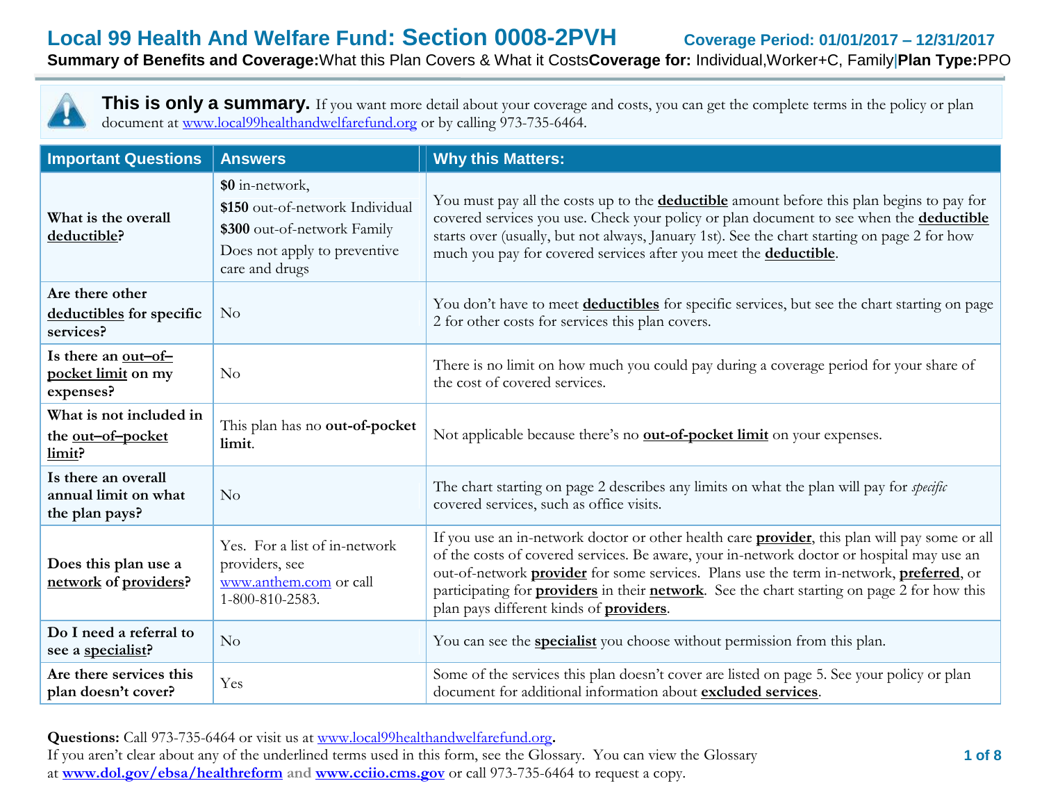# Local 99 Health And Welfare Fund: Section 0008-2PVH

**Coverage Period: 01/01/2017 – 12/31/2017**

**Summary of Benefits and Coverage:** What this Plan Covers & What it Costs **Coverage for:** Individual,Worker+C, Family | **Plan Type:** PPO

**This is only a summary.** If you want more detail about your coverage and costs, you can get the complete terms in the policy or plan document at www.local99healthandwelfarefund.org or by calling 973-735-6464.

| Important Questions | Answers | Why this Matters: |
|---|---|---|
| **What is the overall deductible?** | **$0** in-network, **$150** out-of-network Individual **$300** out-of-network Family Does not apply to preventive care and drugs | You must pay all the costs up to the **deductible** amount before this plan begins to pay for covered services you use. Check your policy or plan document to see when the **deductible** starts over (usually, but not always, January 1st). See the chart starting on page 2 for how much you pay for covered services after you meet the **deductible**. |
| **Are there other deductibles for specific services?** | No | You don't have to meet **deductibles** for specific services, but see the chart starting on page 2 for other costs for services this plan covers. |
| **Is there an out–of–pocket limit on my expenses?** | No | There is no limit on how much you could pay during a coverage period for your share of the cost of covered services. |
| **What is not included in the out–of–pocket limit?** | This plan has no **out-of-pocket limit**. | Not applicable because there's no **out-of-pocket limit** on your expenses. |
| **Is there an overall annual limit on what the plan pays?** | No | The chart starting on page 2 describes any limits on what the plan will pay for *specific* covered services, such as office visits. |
| **Does this plan use a network of providers?** | Yes. For a list of in-network providers, see www.anthem.com or call 1-800-810-2583. | If you use an in-network doctor or other health care **provider**, this plan will pay some or all of the costs of covered services. Be aware, your in-network doctor or hospital may use an out-of-network **provider** for some services. Plans use the term in-network, **preferred**, or participating for **providers** in their **network**. See the chart starting on page 2 for how this plan pays different kinds of **providers**. |
| **Do I need a referral to see a specialist?** | No | You can see the **specialist** you choose without permission from this plan. |
| **Are there services this plan doesn't cover?** | Yes | Some of the services this plan doesn't cover are listed on page 5. See your policy or plan document for additional information about **excluded services**. |

**Questions:** Call 973-735-6464 or visit us at www.local99healthandwelfarefund.org.
If you aren't clear about any of the underlined terms used in this form, see the Glossary. You can view the Glossary at **www.dol.gov/ebsa/healthreform** and **www.cciio.cms.gov** or call 973-735-6464 to request a copy.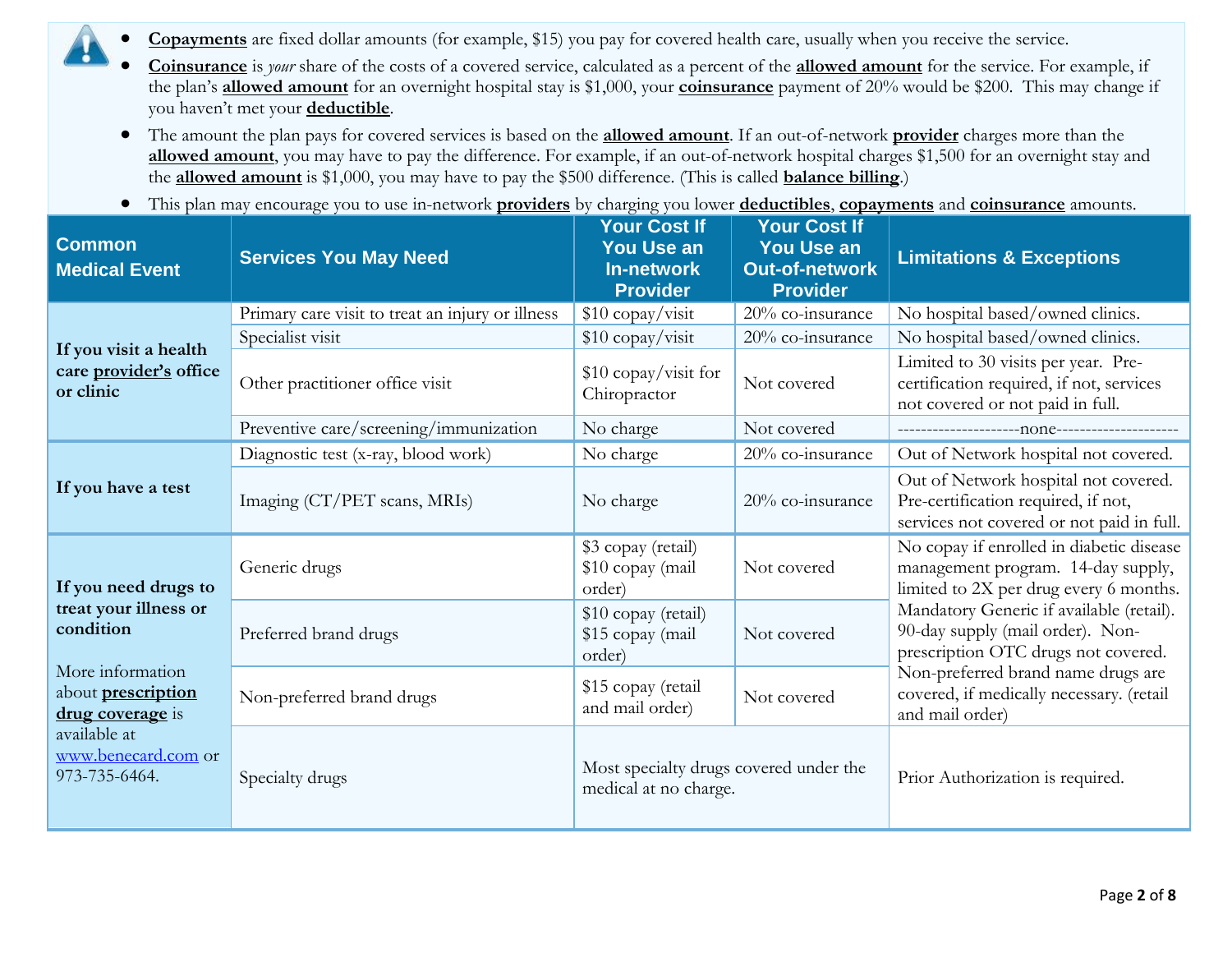- **Copayments** are fixed dollar amounts (for example, $15) you pay for covered health care, usually when you receive the service.
- **Coinsurance** is *your* share of the costs of a covered service, calculated as a percent of the **allowed amount** for the service. For example, if the plan's **allowed amount** for an overnight hospital stay is $1,000, your **coinsurance** payment of 20% would be $200. This may change if you haven't met your **deductible**.
- The amount the plan pays for covered services is based on the **allowed amount**. If an out-of-network **provider** charges more than the **allowed amount**, you may have to pay the difference. For example, if an out-of-network hospital charges $1,500 for an overnight stay and the **allowed amount** is $1,000, you may have to pay the $500 difference. (This is called **balance billing**.)
- This plan may encourage you to use in-network **providers** by charging you lower **deductibles**, **copayments** and **coinsurance** amounts.

| Common Medical Event | Services You May Need | Your Cost If You Use an In-network Provider | Your Cost If You Use an Out-of-network Provider | Limitations & Exceptions |
|---|---|---|---|---|
| **If you visit a health care provider's office or clinic** | Primary care visit to treat an injury or illness | $10 copay/visit | 20% co-insurance | No hospital based/owned clinics. |
| | Specialist visit | $10 copay/visit | 20% co-insurance | No hospital based/owned clinics. |
| | Other practitioner office visit | $10 copay/visit for Chiropractor | Not covered | Limited to 30 visits per year. Pre-certification required, if not, services not covered or not paid in full. |
| | Preventive care/screening/immunization | No charge | Not covered | --------------------none-------------------- |
| **If you have a test** | Diagnostic test (x-ray, blood work) | No charge | 20% co-insurance | Out of Network hospital not covered. |
| | Imaging (CT/PET scans, MRIs) | No charge | 20% co-insurance | Out of Network hospital not covered. Pre-certification required, if not, services not covered or not paid in full. |
| **If you need drugs to treat your illness or condition** More information about **prescription drug coverage** is available at www.benecard.com or 973-735-6464. | Generic drugs | $3 copay (retail) $10 copay (mail order) | Not covered | No copay if enrolled in diabetic disease management program. 14-day supply, limited to 2X per drug every 6 months. Mandatory Generic if available (retail). 90-day supply (mail order). Non-prescription OTC drugs not covered. Non-preferred brand name drugs are covered, if medically necessary. (retail and mail order) |
| | Preferred brand drugs | $10 copay (retail) $15 copay (mail order) | Not covered | |
| | Non-preferred brand drugs | $15 copay (retail and mail order) | Not covered | |
| | Specialty drugs | Most specialty drugs covered under the medical at no charge. | | Prior Authorization is required. |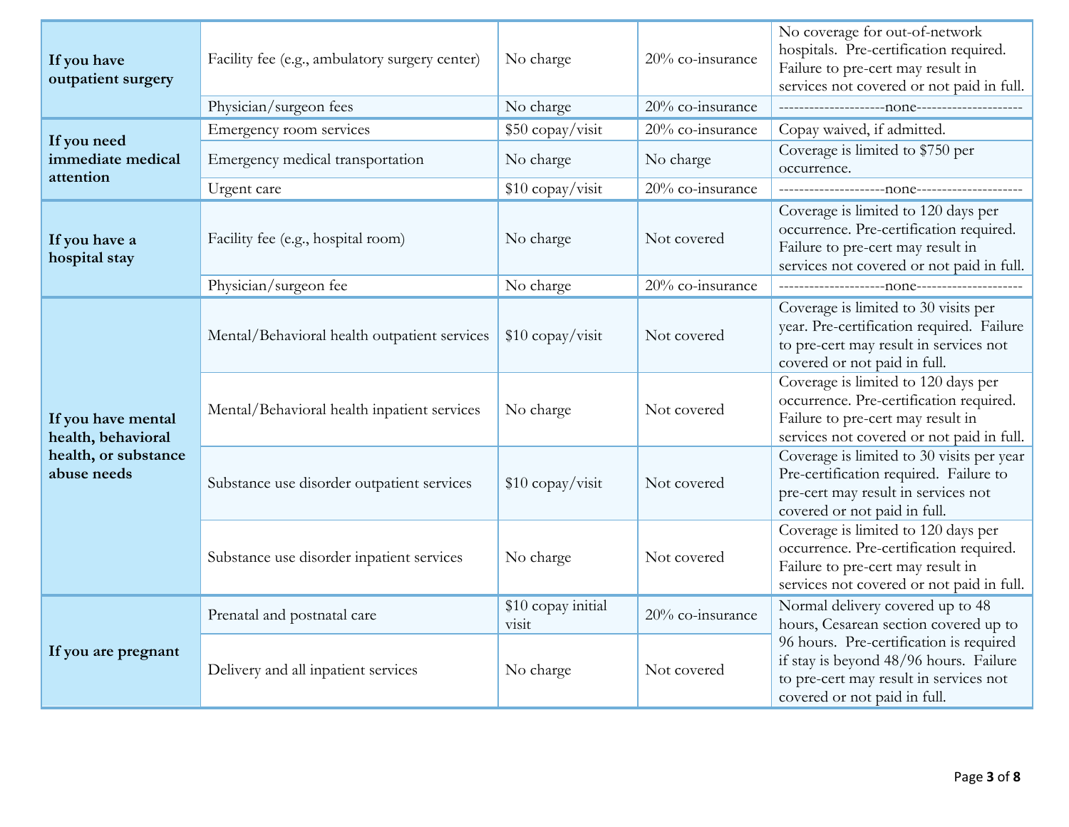| | | | | |
|---|---|---|---|---|
| **If you have outpatient surgery** | Facility fee (e.g., ambulatory surgery center) | No charge | 20% co-insurance | No coverage for out-of-network hospitals. Pre-certification required. Failure to pre-cert may result in services not covered or not paid in full. |
| | Physician/surgeon fees | No charge | 20% co-insurance | ---------------------none--------------------- |
| **If you need immediate medical attention** | Emergency room services | $50 copay/visit | 20% co-insurance | Copay waived, if admitted. |
| | Emergency medical transportation | No charge | No charge | Coverage is limited to $750 per occurrence. |
| | Urgent care | $10 copay/visit | 20% co-insurance | ---------------------none--------------------- |
| **If you have a hospital stay** | Facility fee (e.g., hospital room) | No charge | Not covered | Coverage is limited to 120 days per occurrence. Pre-certification required. Failure to pre-cert may result in services not covered or not paid in full. |
| | Physician/surgeon fee | No charge | 20% co-insurance | ---------------------none--------------------- |
| **If you have mental health, behavioral health, or substance abuse needs** | Mental/Behavioral health outpatient services | $10 copay/visit | Not covered | Coverage is limited to 30 visits per year. Pre-certification required. Failure to pre-cert may result in services not covered or not paid in full. |
| | Mental/Behavioral health inpatient services | No charge | Not covered | Coverage is limited to 120 days per occurrence. Pre-certification required. Failure to pre-cert may result in services not covered or not paid in full. |
| | Substance use disorder outpatient services | $10 copay/visit | Not covered | Coverage is limited to 30 visits per year Pre-certification required. Failure to pre-cert may result in services not covered or not paid in full. |
| | Substance use disorder inpatient services | No charge | Not covered | Coverage is limited to 120 days per occurrence. Pre-certification required. Failure to pre-cert may result in services not covered or not paid in full. |
| **If you are pregnant** | Prenatal and postnatal care | $10 copay initial visit | 20% co-insurance | Normal delivery covered up to 48 hours, Cesarean section covered up to 96 hours. Pre-certification is required if stay is beyond 48/96 hours. Failure to pre-cert may result in services not covered or not paid in full. |
| | Delivery and all inpatient services | No charge | Not covered | |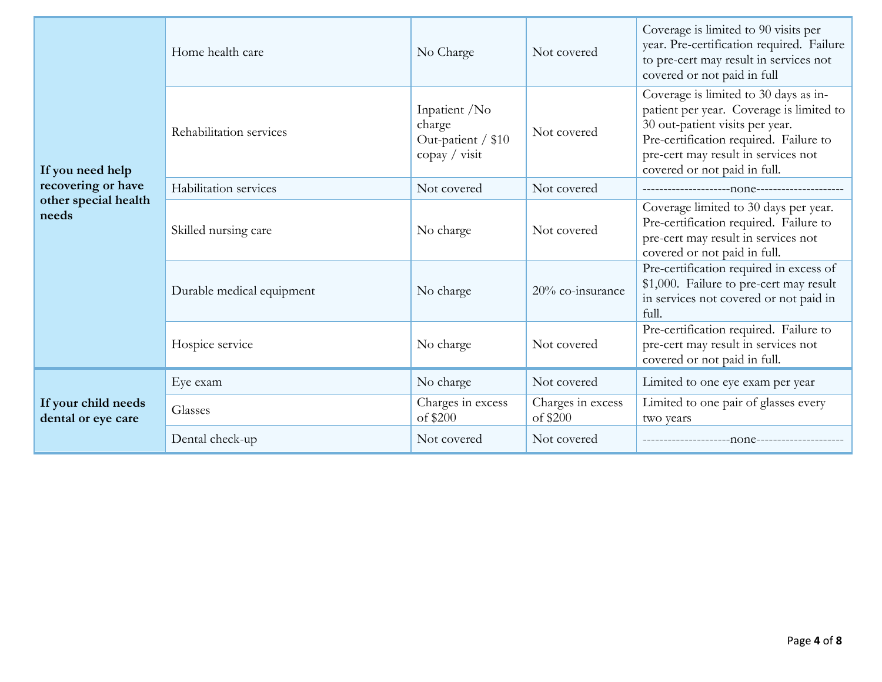| If you need help recovering or have other special health needs | Home health care | No Charge | Not covered | Coverage is limited to 90 visits per year. Pre-certification required. Failure to pre-cert may result in services not covered or not paid in full |
|---|---|---|---|---|
| | Rehabilitation services | Inpatient /No charge<br>Out-patient / $10 copay / visit | Not covered | Coverage is limited to 30 days as in-patient per year. Coverage is limited to 30 out-patient visits per year. Pre-certification required. Failure to pre-cert may result in services not covered or not paid in full. |
| | Habilitation services | Not covered | Not covered | --------------------none-------------------- |
| | Skilled nursing care | No charge | Not covered | Coverage limited to 30 days per year. Pre-certification required. Failure to pre-cert may result in services not covered or not paid in full. |
| | Durable medical equipment | No charge | 20% co-insurance | Pre-certification required in excess of $1,000. Failure to pre-cert may result in services not covered or not paid in full. |
| | Hospice service | No charge | Not covered | Pre-certification required. Failure to pre-cert may result in services not covered or not paid in full. |
| **If your child needs dental or eye care** | Eye exam | No charge | Not covered | Limited to one eye exam per year |
| | Glasses | Charges in excess of $200 | Charges in excess of $200 | Limited to one pair of glasses every two years |
| | Dental check-up | Not covered | Not covered | --------------------none-------------------- |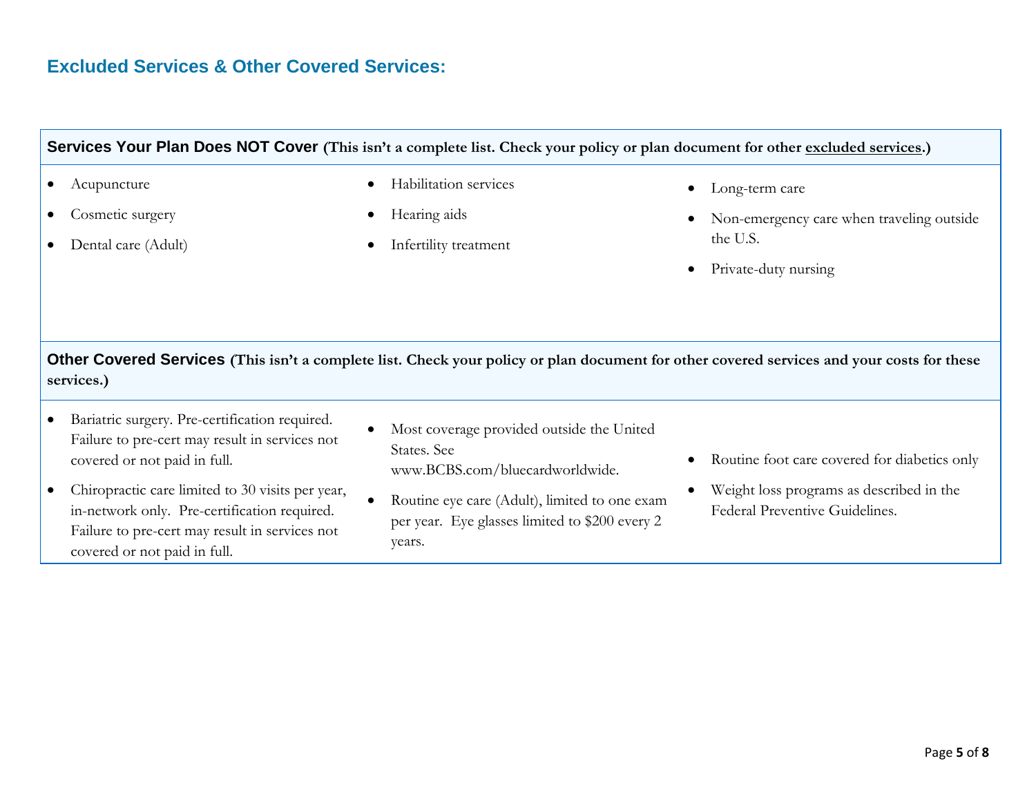## Excluded Services & Other Covered Services:

### Services Your Plan Does NOT Cover (This isn't a complete list. Check your policy or plan document for other excluded services.)

- Acupuncture
- Cosmetic surgery
- Dental care (Adult)
- Habilitation services
- Hearing aids
- Infertility treatment
- Long-term care
- Non-emergency care when traveling outside the U.S.
- Private-duty nursing

### Other Covered Services (This isn't a complete list. Check your policy or plan document for other covered services and your costs for these services.)

- Bariatric surgery. Pre-certification required. Failure to pre-cert may result in services not covered or not paid in full.
- Chiropractic care limited to 30 visits per year, in-network only. Pre-certification required. Failure to pre-cert may result in services not covered or not paid in full.
- Most coverage provided outside the United States. See www.BCBS.com/bluecardworldwide.
- Routine eye care (Adult), limited to one exam per year. Eye glasses limited to $200 every 2 years.
- Routine foot care covered for diabetics only
- Weight loss programs as described in the Federal Preventive Guidelines.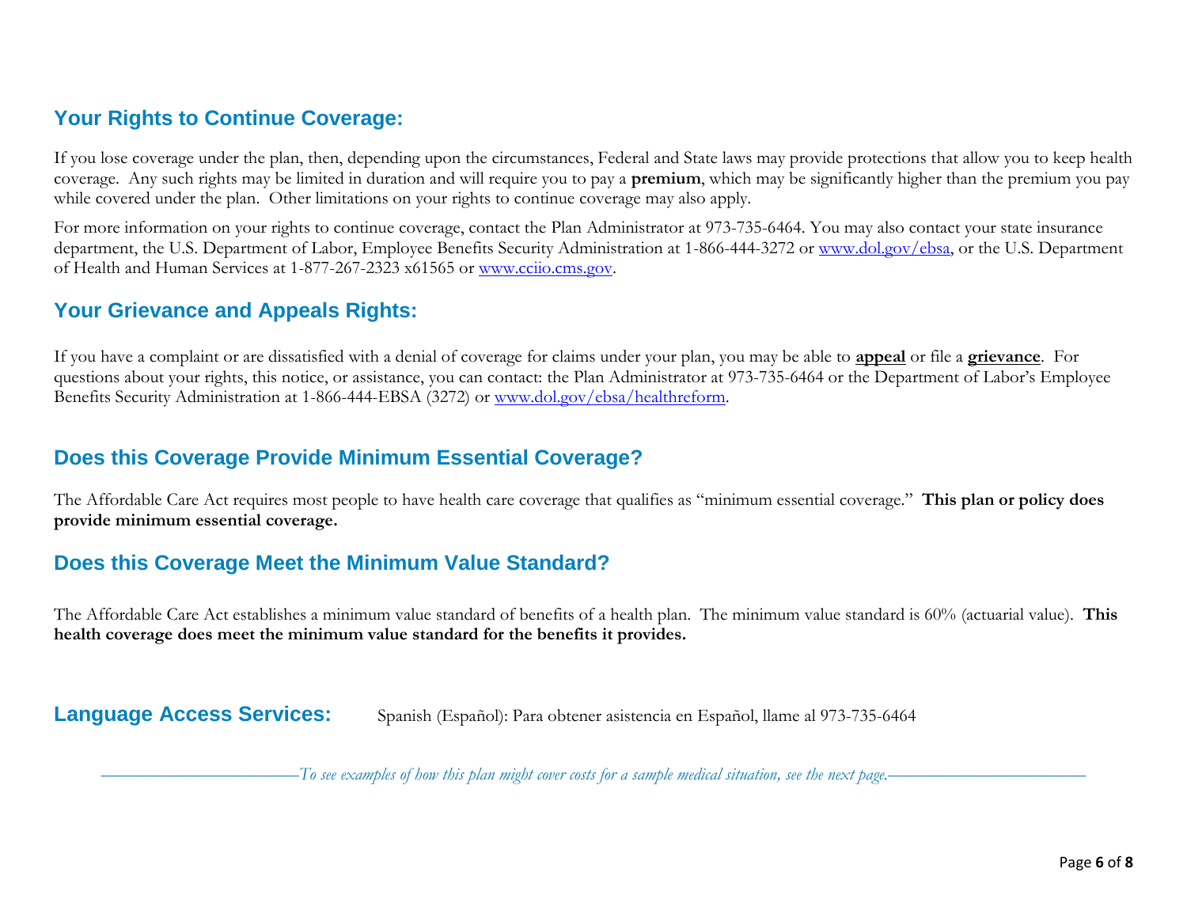## Your Rights to Continue Coverage:

If you lose coverage under the plan, then, depending upon the circumstances, Federal and State laws may provide protections that allow you to keep health coverage. Any such rights may be limited in duration and will require you to pay a **premium**, which may be significantly higher than the premium you pay while covered under the plan. Other limitations on your rights to continue coverage may also apply.

For more information on your rights to continue coverage, contact the Plan Administrator at 973-735-6464. You may also contact your state insurance department, the U.S. Department of Labor, Employee Benefits Security Administration at 1-866-444-3272 or www.dol.gov/ebsa, or the U.S. Department of Health and Human Services at 1-877-267-2323 x61565 or www.cciio.cms.gov.

## Your Grievance and Appeals Rights:

If you have a complaint or are dissatisfied with a denial of coverage for claims under your plan, you may be able to **appeal** or file a **grievance**. For questions about your rights, this notice, or assistance, you can contact: the Plan Administrator at 973-735-6464 or the Department of Labor's Employee Benefits Security Administration at 1-866-444-EBSA (3272) or www.dol.gov/ebsa/healthreform.

## Does this Coverage Provide Minimum Essential Coverage?

The Affordable Care Act requires most people to have health care coverage that qualifies as "minimum essential coverage." **This plan or policy does provide minimum essential coverage.**

## Does this Coverage Meet the Minimum Value Standard?

The Affordable Care Act establishes a minimum value standard of benefits of a health plan. The minimum value standard is 60% (actuarial value). **This health coverage does meet the minimum value standard for the benefits it provides.**

## Language Access Services:

Spanish (Español): Para obtener asistencia en Español, llame al 973-735-6464

*To see examples of how this plan might cover costs for a sample medical situation, see the next page.*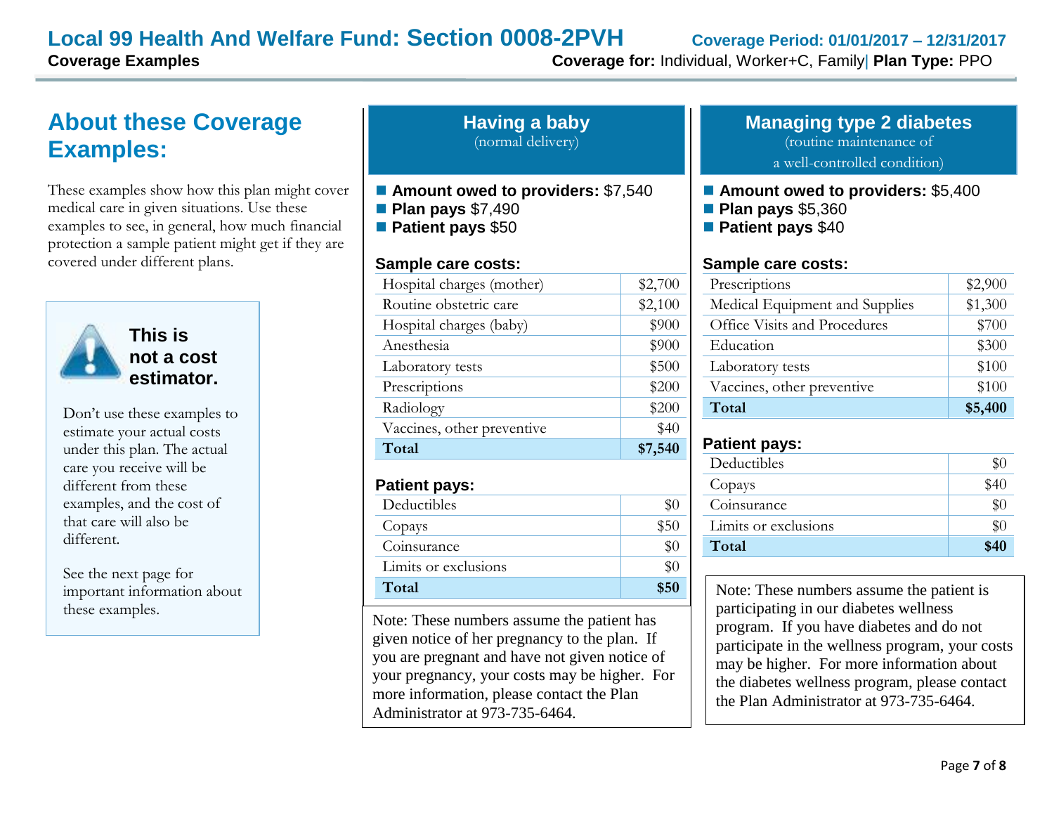# Local 99 Health And Welfare Fund: Section 0008-2PVH

**Coverage Period: 01/01/2017 – 12/31/2017**

**Coverage Examples**

**Coverage for:** Individual, Worker+C, Family| **Plan Type:** PPO

## About these Coverage Examples:

These examples show how this plan might cover medical care in given situations. Use these examples to see, in general, how much financial protection a sample patient might get if they are covered under different plans.

**This is not a cost estimator.**

Don't use these examples to estimate your actual costs under this plan. The actual care you receive will be different from these examples, and the cost of that care will also be different.

See the next page for important information about these examples.

## Having a baby

(normal delivery)

- **Amount owed to providers:** $7,540
- **Plan pays** $7,490
- **Patient pays** $50

**Sample care costs:**

| | |
|---|---|
| Hospital charges (mother) | $2,700 |
| Routine obstetric care | $2,100 |
| Hospital charges (baby) | $900 |
| Anesthesia | $900 |
| Laboratory tests | $500 |
| Prescriptions | $200 |
| Radiology | $200 |
| Vaccines, other preventive | $40 |
| **Total** | **$7,540** |

**Patient pays:**

| | |
|---|---|
| Deductibles | $0 |
| Copays | $50 |
| Coinsurance | $0 |
| Limits or exclusions | $0 |
| **Total** | **$50** |

Note: These numbers assume the patient has given notice of her pregnancy to the plan. If you are pregnant and have not given notice of your pregnancy, your costs may be higher. For more information, please contact the Plan Administrator at 973-735-6464.

## Managing type 2 diabetes

(routine maintenance of a well-controlled condition)

- **Amount owed to providers:** $5,400
- **Plan pays** $5,360
- **Patient pays** $40

**Sample care costs:**

| | |
|---|---|
| Prescriptions | $2,900 |
| Medical Equipment and Supplies | $1,300 |
| Office Visits and Procedures | $700 |
| Education | $300 |
| Laboratory tests | $100 |
| Vaccines, other preventive | $100 |
| **Total** | **$5,400** |

**Patient pays:**

| | |
|---|---|
| Deductibles | $0 |
| Copays | $40 |
| Coinsurance | $0 |
| Limits or exclusions | $0 |
| **Total** | **$40** |

Note: These numbers assume the patient is participating in our diabetes wellness program. If you have diabetes and do not participate in the wellness program, your costs may be higher. For more information about the diabetes wellness program, please contact the Plan Administrator at 973-735-6464.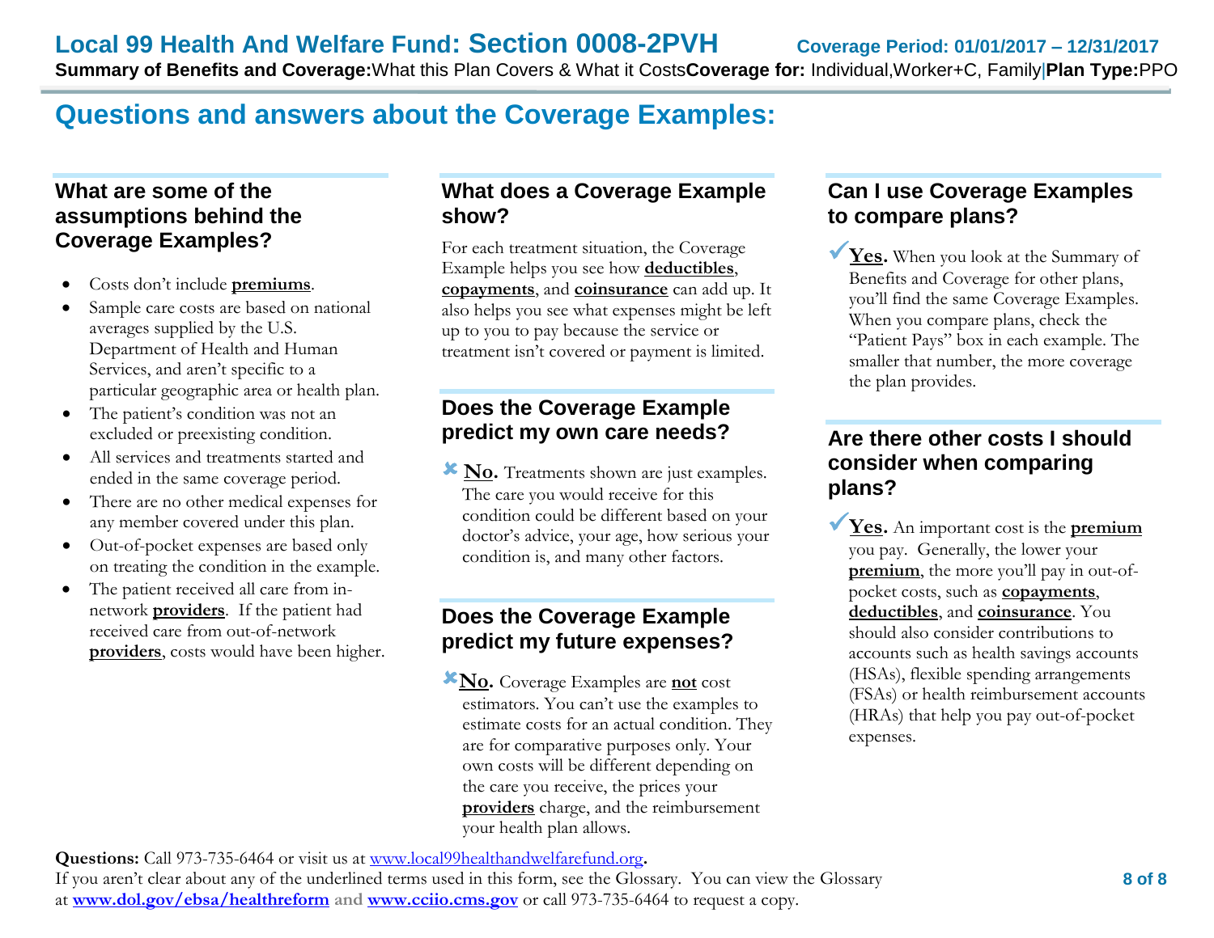# Questions and answers about the Coverage Examples:

### What are some of the assumptions behind the Coverage Examples?

- Costs don't include **premiums**.
- Sample care costs are based on national averages supplied by the U.S. Department of Health and Human Services, and aren't specific to a particular geographic area or health plan.
- The patient's condition was not an excluded or preexisting condition.
- All services and treatments started and ended in the same coverage period.
- There are no other medical expenses for any member covered under this plan.
- Out-of-pocket expenses are based only on treating the condition in the example.
- The patient received all care from in-network **providers**. If the patient had received care from out-of-network **providers**, costs would have been higher.

### What does a Coverage Example show?

For each treatment situation, the Coverage Example helps you see how **deductibles**, **copayments**, and **coinsurance** can add up. It also helps you see what expenses might be left up to you to pay because the service or treatment isn't covered or payment is limited.

### Does the Coverage Example predict my own care needs?

✘ **No.** Treatments shown are just examples. The care you would receive for this condition could be different based on your doctor's advice, your age, how serious your condition is, and many other factors.

### Does the Coverage Example predict my future expenses?

✘ **No.** Coverage Examples are **not** cost estimators. You can't use the examples to estimate costs for an actual condition. They are for comparative purposes only. Your own costs will be different depending on the care you receive, the prices your **providers** charge, and the reimbursement your health plan allows.

### Can I use Coverage Examples to compare plans?

✔ **Yes.** When you look at the Summary of Benefits and Coverage for other plans, you'll find the same Coverage Examples. When you compare plans, check the "Patient Pays" box in each example. The smaller that number, the more coverage the plan provides.

### Are there other costs I should consider when comparing plans?

✔ **Yes.** An important cost is the **premium** you pay. Generally, the lower your **premium**, the more you'll pay in out-of-pocket costs, such as **copayments**, **deductibles**, and **coinsurance**. You should also consider contributions to accounts such as health savings accounts (HSAs), flexible spending arrangements (FSAs) or health reimbursement accounts (HRAs) that help you pay out-of-pocket expenses.